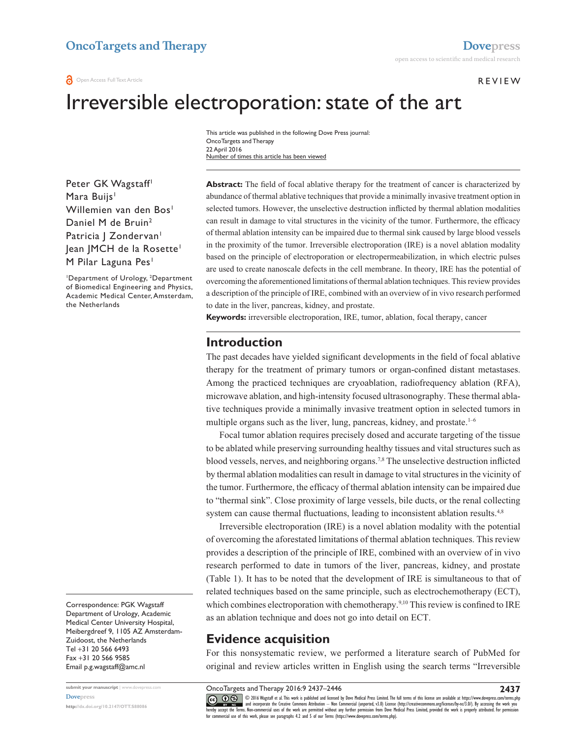# Irreversible electroporation: state of the art

This article was published in the following Dove Press journal:
OncoTargets and Therapy
22 April 2016
Number of times this article has been viewed

Peter GK Wagstaff[1]
Mara Buijs[1]
Willemien van den Bos[1]
Daniel M de Bruin[2]
Patricia J Zondervan[1]
Jean JMCH de la Rosette[1]
M Pilar Laguna Pes[1]

[1]Department of Urology, [2]Department of Biomedical Engineering and Physics, Academic Medical Center, Amsterdam, the Netherlands

**Abstract:** The field of focal ablative therapy for the treatment of cancer is characterized by abundance of thermal ablative techniques that provide a minimally invasive treatment option in selected tumors. However, the unselective destruction inflicted by thermal ablation modalities can result in damage to vital structures in the vicinity of the tumor. Furthermore, the efficacy of thermal ablation intensity can be impaired due to thermal sink caused by large blood vessels in the proximity of the tumor. Irreversible electroporation (IRE) is a novel ablation modality based on the principle of electroporation or electropermeabilization, in which electric pulses are used to create nanoscale defects in the cell membrane. In theory, IRE has the potential of overcoming the aforementioned limitations of thermal ablation techniques. This review provides a description of the principle of IRE, combined with an overview of in vivo research performed to date in the liver, pancreas, kidney, and prostate.

**Keywords:** irreversible electroporation, IRE, tumor, ablation, focal therapy, cancer

## Introduction

The past decades have yielded significant developments in the field of focal ablative therapy for the treatment of primary tumors or organ-confined distant metastases. Among the practiced techniques are cryoablation, radiofrequency ablation (RFA), microwave ablation, and high-intensity focused ultrasonography. These thermal ablative techniques provide a minimally invasive treatment option in selected tumors in multiple organs such as the liver, lung, pancreas, kidney, and prostate.[1–6]

Focal tumor ablation requires precisely dosed and accurate targeting of the tissue to be ablated while preserving surrounding healthy tissues and vital structures such as blood vessels, nerves, and neighboring organs.[7,8] The unselective destruction inflicted by thermal ablation modalities can result in damage to vital structures in the vicinity of the tumor. Furthermore, the efficacy of thermal ablation intensity can be impaired due to "thermal sink". Close proximity of large vessels, bile ducts, or the renal collecting system can cause thermal fluctuations, leading to inconsistent ablation results.[4,8]

Irreversible electroporation (IRE) is a novel ablation modality with the potential of overcoming the aforestated limitations of thermal ablation techniques. This review provides a description of the principle of IRE, combined with an overview of in vivo research performed to date in tumors of the liver, pancreas, kidney, and prostate (Table 1). It has to be noted that the development of IRE is simultaneous to that of related techniques based on the same principle, such as electrochemotherapy (ECT), which combines electroporation with chemotherapy.[9,10] This review is confined to IRE as an ablation technique and does not go into detail on ECT.

## Evidence acquisition

For this nonsystematic review, we performed a literature search of PubMed for original and review articles written in English using the search terms "Irreversible

Correspondence: PGK Wagstaff
Department of Urology, Academic Medical Center University Hospital, Meibergdreef 9, 1105 AZ Amsterdam-Zuidoost, the Netherlands
Tel +31 20 566 6493
Fax +31 20 566 9585
Email p.g.wagstaff@amc.nl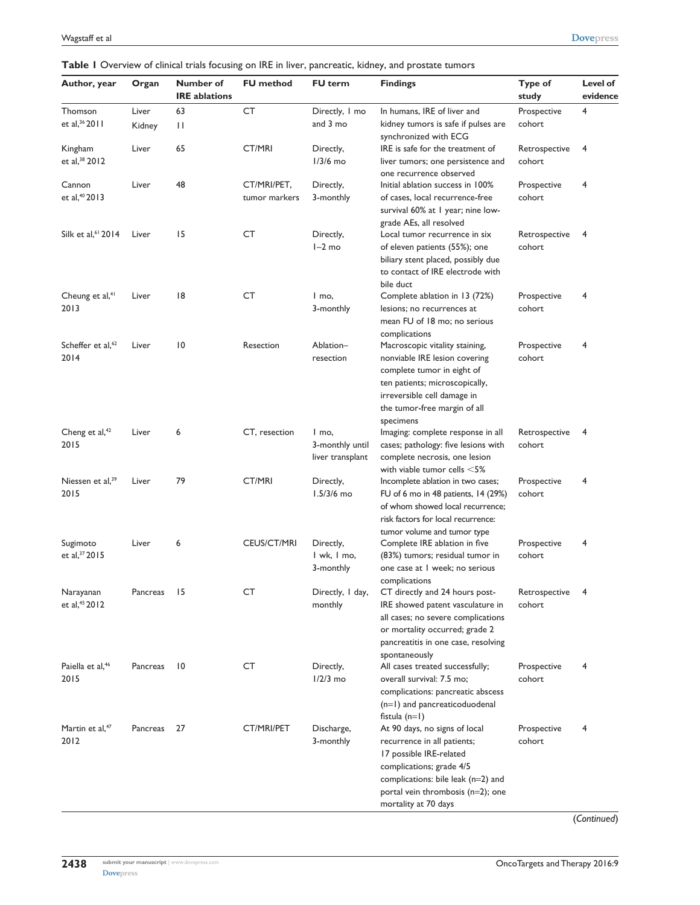**Table 1** Overview of clinical trials focusing on IRE in liver, pancreatic, kidney, and prostate tumors

| Author, year | Organ | Number of IRE ablations | FU method | FU term | Findings | Type of study | Level of evidence |
|---|---|---|---|---|---|---|---|
| Thomson et al,[36] 2011 | Liver<br>Kidney | 63<br>11 | CT | Directly, 1 mo and 3 mo | In humans, IRE of liver and kidney tumors is safe if pulses are synchronized with ECG | Prospective cohort | 4 |
| Kingham et al,[38] 2012 | Liver | 65 | CT/MRI | Directly, 1/3/6 mo | IRE is safe for the treatment of liver tumors; one persistence and one recurrence observed | Retrospective cohort | 4 |
| Cannon et al,[40] 2013 | Liver | 48 | CT/MRI/PET, tumor markers | Directly, 3-monthly | Initial ablation success in 100% of cases, local recurrence-free survival 60% at 1 year; nine low-grade AEs, all resolved | Prospective cohort | 4 |
| Silk et al,[61] 2014 | Liver | 15 | CT | Directly, 1–2 mo | Local tumor recurrence in six of eleven patients (55%); one biliary stent placed, possibly due to contact of IRE electrode with bile duct | Retrospective cohort | 4 |
| Cheung et al,[41] 2013 | Liver | 18 | CT | 1 mo, 3-monthly | Complete ablation in 13 (72%) lesions; no recurrences at mean FU of 18 mo; no serious complications | Prospective cohort | 4 |
| Scheffer et al,[62] 2014 | Liver | 10 | Resection | Ablation–resection | Macroscopic vitality staining, nonviable IRE lesion covering complete tumor in eight of ten patients; microscopically, irreversible cell damage in the tumor-free margin of all specimens | Prospective cohort | 4 |
| Cheng et al,[42] 2015 | Liver | 6 | CT, resection | 1 mo, 3-monthly until liver transplant | Imaging: complete response in all cases; pathology: five lesions with complete necrosis, one lesion with viable tumor cells <5% | Retrospective cohort | 4 |
| Niessen et al,[39] 2015 | Liver | 79 | CT/MRI | Directly, 1.5/3/6 mo | Incomplete ablation in two cases; FU of 6 mo in 48 patients, 14 (29%) of whom showed local recurrence; risk factors for local recurrence: tumor volume and tumor type | Prospective cohort | 4 |
| Sugimoto et al,[37] 2015 | Liver | 6 | CEUS/CT/MRI | Directly, 1 wk, 1 mo, 3-monthly | Complete IRE ablation in five (83%) tumors; residual tumor in one case at 1 week; no serious complications | Prospective cohort | 4 |
| Narayanan et al,[45] 2012 | Pancreas | 15 | CT | Directly, 1 day, monthly | CT directly and 24 hours post-IRE showed patent vasculature in all cases; no severe complications or mortality occurred; grade 2 pancreatitis in one case, resolving spontaneously | Retrospective cohort | 4 |
| Paiella et al,[46] 2015 | Pancreas | 10 | CT | Directly, 1/2/3 mo | All cases treated successfully; overall survival: 7.5 mo; complications: pancreatic abscess (n=1) and pancreaticoduodenal fistula (n=1) | Prospective cohort | 4 |
| Martin et al,[47] 2012 | Pancreas | 27 | CT/MRI/PET | Discharge, 3-monthly | At 90 days, no signs of local recurrence in all patients; 17 possible IRE-related complications; grade 4/5 complications: bile leak (n=2) and portal vein thrombosis (n=2); one mortality at 70 days | Prospective cohort | 4 |

(*Continued*)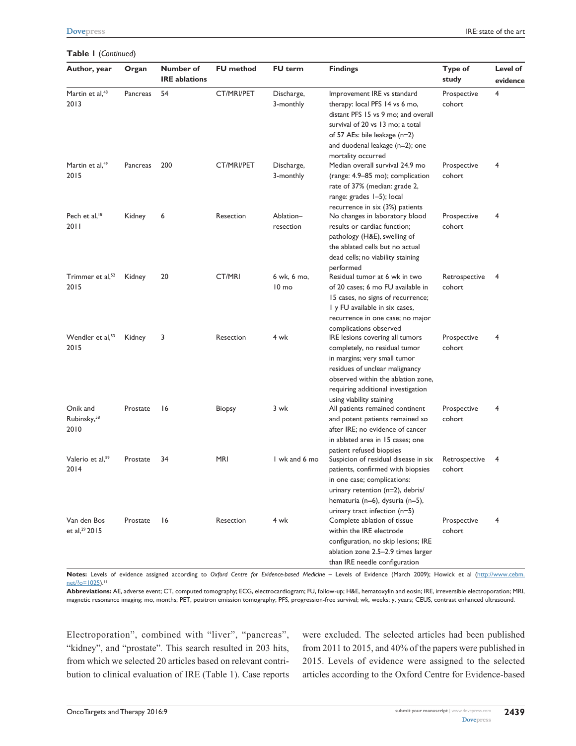**Table 1** (*Continued*)

| Author, year | Organ | Number of IRE ablations | FU method | FU term | Findings | Type of study | Level of evidence |
|---|---|---|---|---|---|---|---|
| Martin et al,[48] 2013 | Pancreas | 54 | CT/MRI/PET | Discharge, 3-monthly | Improvement IRE vs standard therapy: local PFS 14 vs 6 mo, distant PFS 15 vs 9 mo; and overall survival of 20 vs 13 mo; a total of 57 AEs: bile leakage (n=2) and duodenal leakage (n=2); one mortality occurred | Prospective cohort | 4 |
| Martin et al,[49] 2015 | Pancreas | 200 | CT/MRI/PET | Discharge, 3-monthly | Median overall survival 24.9 mo (range: 4.9–85 mo); complication rate of 37% (median: grade 2, range: grades 1–5); local recurrence in six (3%) patients | Prospective cohort | 4 |
| Pech et al,[18] 2011 | Kidney | 6 | Resection | Ablation–resection | No changes in laboratory blood results or cardiac function; pathology (H&E), swelling of the ablated cells but no actual dead cells; no viability staining performed | Prospective cohort | 4 |
| Trimmer et al,[52] 2015 | Kidney | 20 | CT/MRI | 6 wk, 6 mo, 10 mo | Residual tumor at 6 wk in two of 20 cases; 6 mo FU available in 15 cases, no signs of recurrence; 1 y FU available in six cases, recurrence in one case; no major complications observed | Retrospective cohort | 4 |
| Wendler et al,[53] 2015 | Kidney | 3 | Resection | 4 wk | IRE lesions covering all tumors completely, no residual tumor in margins; very small tumor residues of unclear malignancy observed within the ablation zone, requiring additional investigation using viability staining | Prospective cohort | 4 |
| Onik and Rubinsky,[58] 2010 | Prostate | 16 | Biopsy | 3 wk | All patients remained continent and potent patients remained so after IRE; no evidence of cancer in ablated area in 15 cases; one patient refused biopsies | Prospective cohort | 4 |
| Valerio et al,[59] 2014 | Prostate | 34 | MRI | 1 wk and 6 mo | Suspicion of residual disease in six patients, confirmed with biopsies in one case; complications: urinary retention (n=2), debris/hematuria (n=6), dysuria (n=5), urinary tract infection (n=5) | Retrospective cohort | 4 |
| Van den Bos et al,[29] 2015 | Prostate | 16 | Resection | 4 wk | Complete ablation of tissue within the IRE electrode configuration, no skip lesions; IRE ablation zone 2.5–2.9 times larger than IRE needle configuration | Prospective cohort | 4 |

**Notes:** Levels of evidence assigned according to *Oxford Centre for Evidence-based Medicine* – Levels of Evidence (March 2009); Howick et al (http://www.cebm.net/?o=1025).[11]

**Abbreviations:** AE, adverse event; CT, computed tomography; ECG, electrocardiogram; FU, follow-up; H&E, hematoxylin and eosin; IRE, irreversible electroporation; MRI, magnetic resonance imaging; mo, months; PET, positron emission tomography; PFS, progression-free survival; wk, weeks; y, years; CEUS, contrast enhanced ultrasound.

Electroporation", combined with "liver", "pancreas", "kidney", and "prostate". This search resulted in 203 hits, from which we selected 20 articles based on relevant contribution to clinical evaluation of IRE (Table 1). Case reports were excluded. The selected articles had been published from 2011 to 2015, and 40% of the papers were published in 2015. Levels of evidence were assigned to the selected articles according to the Oxford Centre for Evidence-based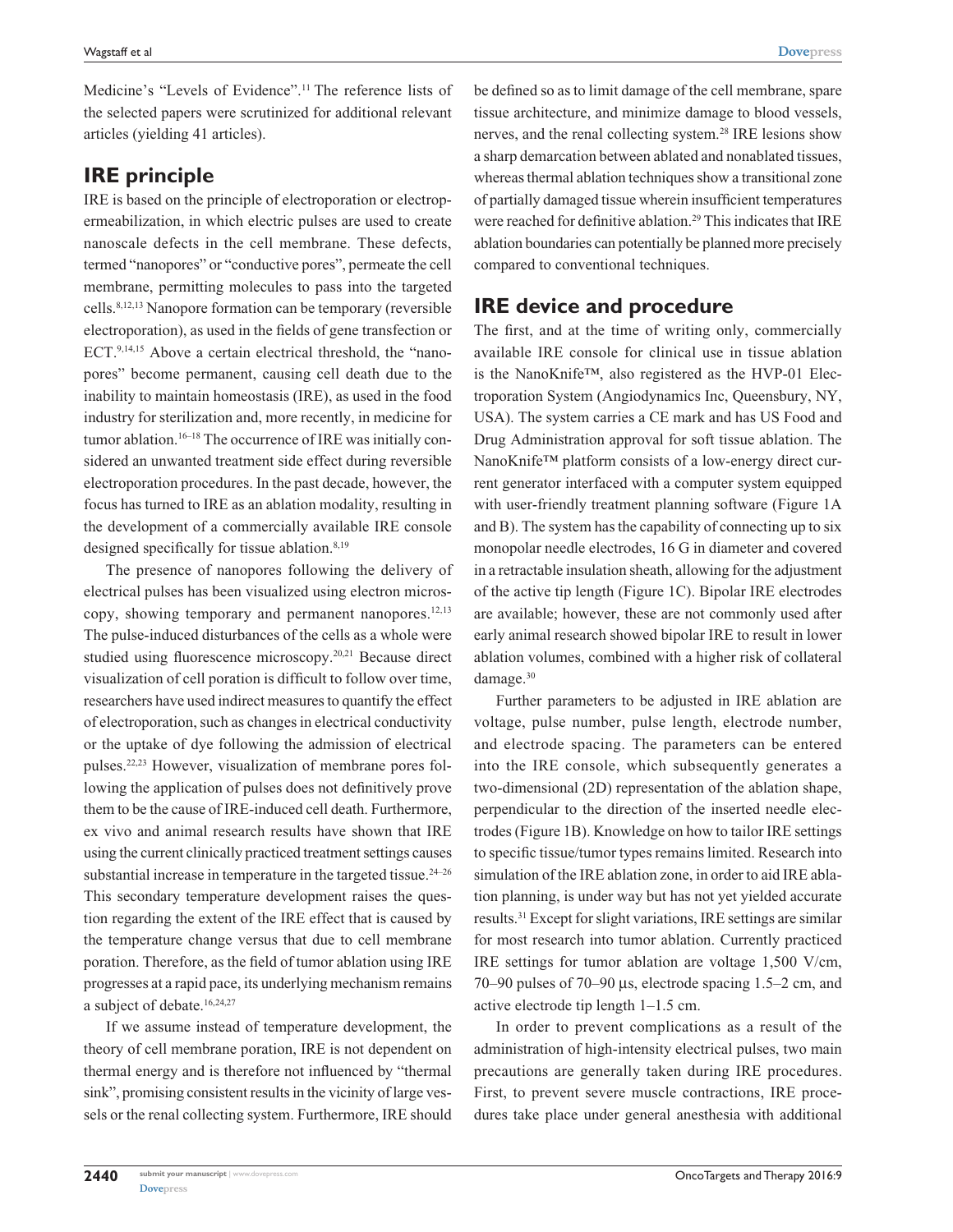Medicine's "Levels of Evidence".[11] The reference lists of the selected papers were scrutinized for additional relevant articles (yielding 41 articles).

## IRE principle

IRE is based on the principle of electroporation or electropermeabilization, in which electric pulses are used to create nanoscale defects in the cell membrane. These defects, termed "nanopores" or "conductive pores", permeate the cell membrane, permitting molecules to pass into the targeted cells.[8,12,13] Nanopore formation can be temporary (reversible electroporation), as used in the fields of gene transfection or ECT.[9,14,15] Above a certain electrical threshold, the "nanopores" become permanent, causing cell death due to the inability to maintain homeostasis (IRE), as used in the food industry for sterilization and, more recently, in medicine for tumor ablation.[16–18] The occurrence of IRE was initially considered an unwanted treatment side effect during reversible electroporation procedures. In the past decade, however, the focus has turned to IRE as an ablation modality, resulting in the development of a commercially available IRE console designed specifically for tissue ablation.[8,19]

The presence of nanopores following the delivery of electrical pulses has been visualized using electron microscopy, showing temporary and permanent nanopores.[12,13] The pulse-induced disturbances of the cells as a whole were studied using fluorescence microscopy.[20,21] Because direct visualization of cell poration is difficult to follow over time, researchers have used indirect measures to quantify the effect of electroporation, such as changes in electrical conductivity or the uptake of dye following the admission of electrical pulses.[22,23] However, visualization of membrane pores following the application of pulses does not definitively prove them to be the cause of IRE-induced cell death. Furthermore, ex vivo and animal research results have shown that IRE using the current clinically practiced treatment settings causes substantial increase in temperature in the targeted tissue.[24–26] This secondary temperature development raises the question regarding the extent of the IRE effect that is caused by the temperature change versus that due to cell membrane poration. Therefore, as the field of tumor ablation using IRE progresses at a rapid pace, its underlying mechanism remains a subject of debate.[16,24,27]

If we assume instead of temperature development, the theory of cell membrane poration, IRE is not dependent on thermal energy and is therefore not influenced by "thermal sink", promising consistent results in the vicinity of large vessels or the renal collecting system. Furthermore, IRE should be defined so as to limit damage of the cell membrane, spare tissue architecture, and minimize damage to blood vessels, nerves, and the renal collecting system.[28] IRE lesions show a sharp demarcation between ablated and nonablated tissues, whereas thermal ablation techniques show a transitional zone of partially damaged tissue wherein insufficient temperatures were reached for definitive ablation.[29] This indicates that IRE ablation boundaries can potentially be planned more precisely compared to conventional techniques.

## IRE device and procedure

The first, and at the time of writing only, commercially available IRE console for clinical use in tissue ablation is the NanoKnife™, also registered as the HVP-01 Electroporation System (Angiodynamics Inc, Queensbury, NY, USA). The system carries a CE mark and has US Food and Drug Administration approval for soft tissue ablation. The NanoKnife™ platform consists of a low-energy direct current generator interfaced with a computer system equipped with user-friendly treatment planning software (Figure 1A and B). The system has the capability of connecting up to six monopolar needle electrodes, 16 G in diameter and covered in a retractable insulation sheath, allowing for the adjustment of the active tip length (Figure 1C). Bipolar IRE electrodes are available; however, these are not commonly used after early animal research showed bipolar IRE to result in lower ablation volumes, combined with a higher risk of collateral damage.[30]

Further parameters to be adjusted in IRE ablation are voltage, pulse number, pulse length, electrode number, and electrode spacing. The parameters can be entered into the IRE console, which subsequently generates a two-dimensional (2D) representation of the ablation shape, perpendicular to the direction of the inserted needle electrodes (Figure 1B). Knowledge on how to tailor IRE settings to specific tissue/tumor types remains limited. Research into simulation of the IRE ablation zone, in order to aid IRE ablation planning, is under way but has not yet yielded accurate results.[31] Except for slight variations, IRE settings are similar for most research into tumor ablation. Currently practiced IRE settings for tumor ablation are voltage 1,500 V/cm, 70–90 pulses of 70–90 µs, electrode spacing 1.5–2 cm, and active electrode tip length 1–1.5 cm.

In order to prevent complications as a result of the administration of high-intensity electrical pulses, two main precautions are generally taken during IRE procedures. First, to prevent severe muscle contractions, IRE procedures take place under general anesthesia with additional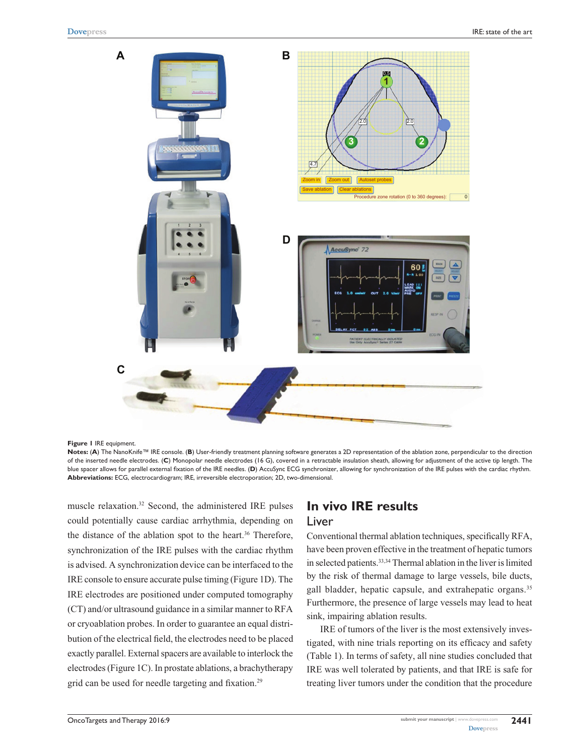**Figure 1** IRE equipment.

**Notes:** (**A**) The NanoKnife™ IRE console. (**B**) User-friendly treatment planning software generates a 2D representation of the ablation zone, perpendicular to the direction of the inserted needle electrodes. (**C**) Monopolar needle electrodes (16 G), covered in a retractable insulation sheath, allowing for adjustment of the active tip length. The blue spacer allows for parallel external fixation of the IRE needles. (**D**) AccuSync ECG synchronizer, allowing for synchronization of the IRE pulses with the cardiac rhythm.

**Abbreviations:** ECG, electrocardiogram; IRE, irreversible electroporation; 2D, two-dimensional.

muscle relaxation.[32] Second, the administered IRE pulses could potentially cause cardiac arrhythmia, depending on the distance of the ablation spot to the heart.[36] Therefore, synchronization of the IRE pulses with the cardiac rhythm is advised. A synchronization device can be interfaced to the IRE console to ensure accurate pulse timing (Figure 1D). The IRE electrodes are positioned under computed tomography (CT) and/or ultrasound guidance in a similar manner to RFA or cryoablation probes. In order to guarantee an equal distribution of the electrical field, the electrodes need to be placed exactly parallel. External spacers are available to interlock the electrodes (Figure 1C). In prostate ablations, a brachytherapy grid can be used for needle targeting and fixation.[29]

## In vivo IRE results

### Liver

Conventional thermal ablation techniques, specifically RFA, have been proven effective in the treatment of hepatic tumors in selected patients.[33,34] Thermal ablation in the liver is limited by the risk of thermal damage to large vessels, bile ducts, gall bladder, hepatic capsule, and extrahepatic organs.[35] Furthermore, the presence of large vessels may lead to heat sink, impairing ablation results.

IRE of tumors of the liver is the most extensively investigated, with nine trials reporting on its efficacy and safety (Table 1). In terms of safety, all nine studies concluded that IRE was well tolerated by patients, and that IRE is safe for treating liver tumors under the condition that the procedure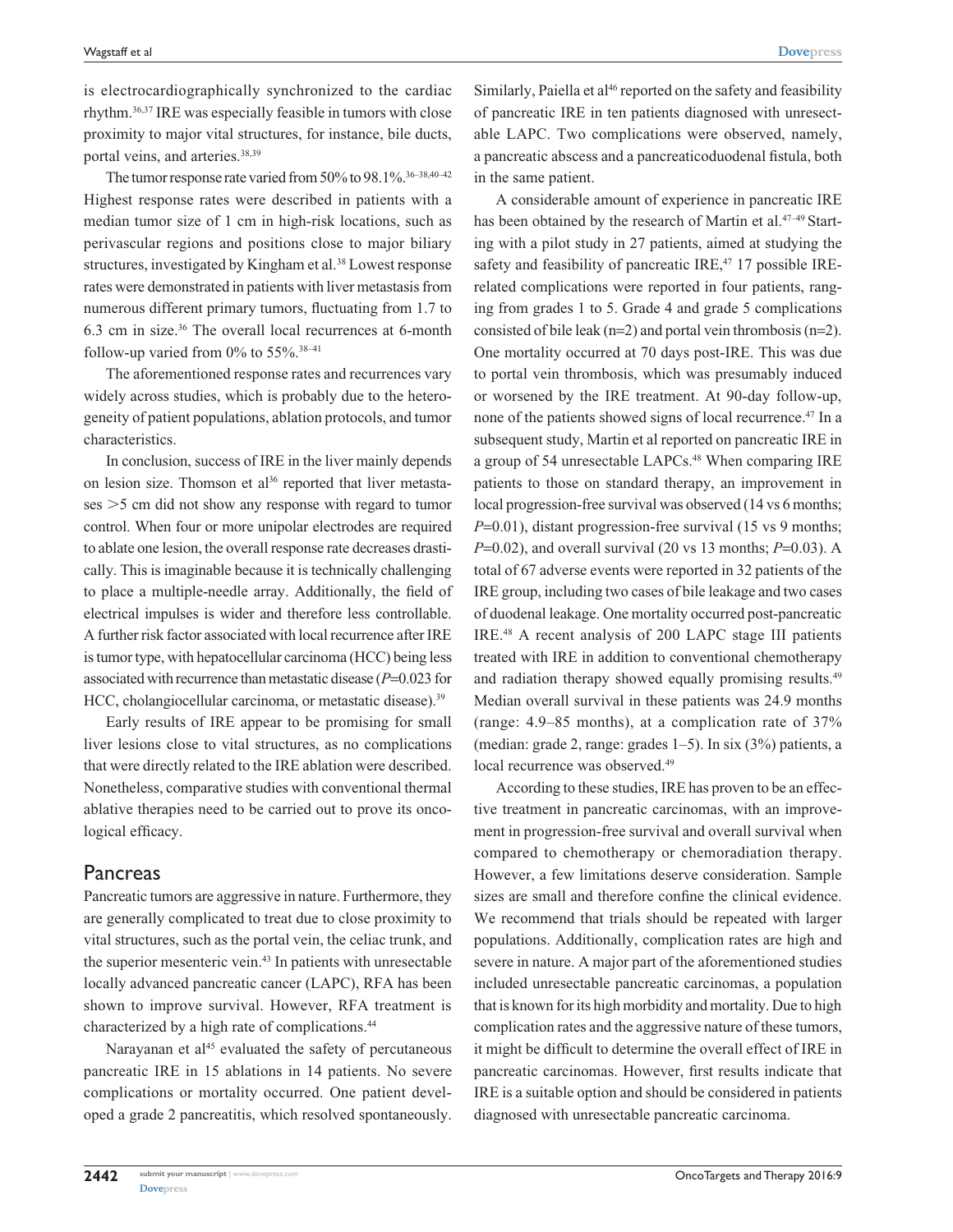is electrocardiographically synchronized to the cardiac rhythm.[36,37] IRE was especially feasible in tumors with close proximity to major vital structures, for instance, bile ducts, portal veins, and arteries.[38,39]

The tumor response rate varied from 50% to 98.1%.[36–38,40–42] Highest response rates were described in patients with a median tumor size of 1 cm in high-risk locations, such as perivascular regions and positions close to major biliary structures, investigated by Kingham et al.[38] Lowest response rates were demonstrated in patients with liver metastasis from numerous different primary tumors, fluctuating from 1.7 to 6.3 cm in size.[36] The overall local recurrences at 6-month follow-up varied from 0% to 55%.[38–41]

The aforementioned response rates and recurrences vary widely across studies, which is probably due to the heterogeneity of patient populations, ablation protocols, and tumor characteristics.

In conclusion, success of IRE in the liver mainly depends on lesion size. Thomson et al[36] reported that liver metastases >5 cm did not show any response with regard to tumor control. When four or more unipolar electrodes are required to ablate one lesion, the overall response rate decreases drastically. This is imaginable because it is technically challenging to place a multiple-needle array. Additionally, the field of electrical impulses is wider and therefore less controllable. A further risk factor associated with local recurrence after IRE is tumor type, with hepatocellular carcinoma (HCC) being less associated with recurrence than metastatic disease ($P$=0.023 for HCC, cholangiocellular carcinoma, or metastatic disease).[39]

Early results of IRE appear to be promising for small liver lesions close to vital structures, as no complications that were directly related to the IRE ablation were described. Nonetheless, comparative studies with conventional thermal ablative therapies need to be carried out to prove its oncological efficacy.

## Pancreas

Pancreatic tumors are aggressive in nature. Furthermore, they are generally complicated to treat due to close proximity to vital structures, such as the portal vein, the celiac trunk, and the superior mesenteric vein.[43] In patients with unresectable locally advanced pancreatic cancer (LAPC), RFA has been shown to improve survival. However, RFA treatment is characterized by a high rate of complications.[44]

Narayanan et al[45] evaluated the safety of percutaneous pancreatic IRE in 15 ablations in 14 patients. No severe complications or mortality occurred. One patient developed a grade 2 pancreatitis, which resolved spontaneously. Similarly, Paiella et al[46] reported on the safety and feasibility of pancreatic IRE in ten patients diagnosed with unresectable LAPC. Two complications were observed, namely, a pancreatic abscess and a pancreaticoduodenal fistula, both in the same patient.

A considerable amount of experience in pancreatic IRE has been obtained by the research of Martin et al.[47–49] Starting with a pilot study in 27 patients, aimed at studying the safety and feasibility of pancreatic IRE,[47] 17 possible IRE-related complications were reported in four patients, ranging from grades 1 to 5. Grade 4 and grade 5 complications consisted of bile leak (n=2) and portal vein thrombosis (n=2). One mortality occurred at 70 days post-IRE. This was due to portal vein thrombosis, which was presumably induced or worsened by the IRE treatment. At 90-day follow-up, none of the patients showed signs of local recurrence.[47] In a subsequent study, Martin et al reported on pancreatic IRE in a group of 54 unresectable LAPCs.[48] When comparing IRE patients to those on standard therapy, an improvement in local progression-free survival was observed (14 vs 6 months; $P$=0.01), distant progression-free survival (15 vs 9 months; $P$=0.02), and overall survival (20 vs 13 months; $P$=0.03). A total of 67 adverse events were reported in 32 patients of the IRE group, including two cases of bile leakage and two cases of duodenal leakage. One mortality occurred post-pancreatic IRE.[48] A recent analysis of 200 LAPC stage III patients treated with IRE in addition to conventional chemotherapy and radiation therapy showed equally promising results.[49] Median overall survival in these patients was 24.9 months (range: 4.9–85 months), at a complication rate of 37% (median: grade 2, range: grades 1–5). In six (3%) patients, a local recurrence was observed.[49]

According to these studies, IRE has proven to be an effective treatment in pancreatic carcinomas, with an improvement in progression-free survival and overall survival when compared to chemotherapy or chemoradiation therapy. However, a few limitations deserve consideration. Sample sizes are small and therefore confine the clinical evidence. We recommend that trials should be repeated with larger populations. Additionally, complication rates are high and severe in nature. A major part of the aforementioned studies included unresectable pancreatic carcinomas, a population that is known for its high morbidity and mortality. Due to high complication rates and the aggressive nature of these tumors, it might be difficult to determine the overall effect of IRE in pancreatic carcinomas. However, first results indicate that IRE is a suitable option and should be considered in patients diagnosed with unresectable pancreatic carcinoma.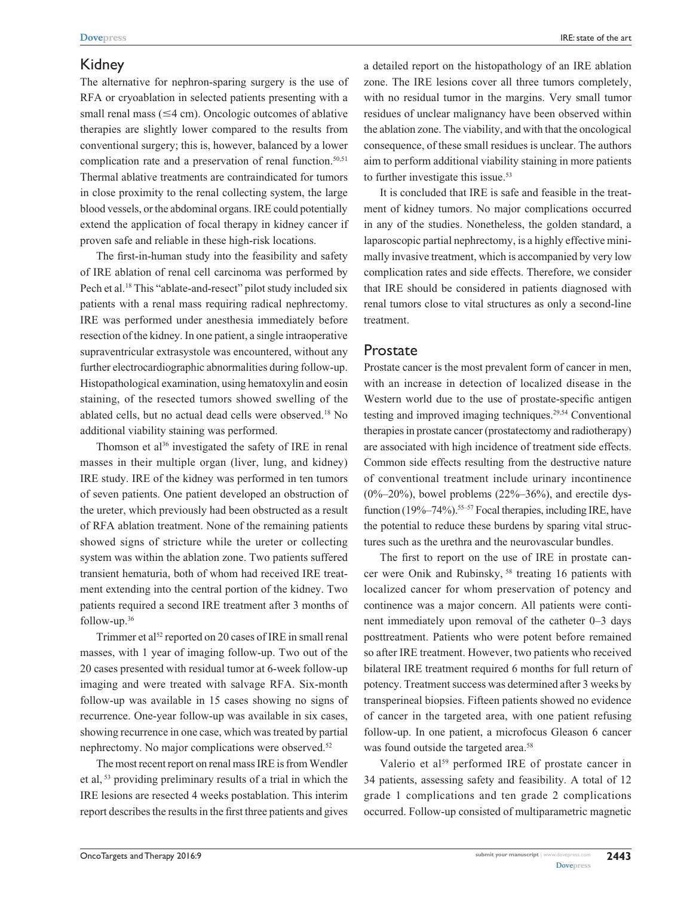## Kidney

The alternative for nephron-sparing surgery is the use of RFA or cryoablation in selected patients presenting with a small renal mass (≤4 cm). Oncologic outcomes of ablative therapies are slightly lower compared to the results from conventional surgery; this is, however, balanced by a lower complication rate and a preservation of renal function.[50,51] Thermal ablative treatments are contraindicated for tumors in close proximity to the renal collecting system, the large blood vessels, or the abdominal organs. IRE could potentially extend the application of focal therapy in kidney cancer if proven safe and reliable in these high-risk locations.

The first-in-human study into the feasibility and safety of IRE ablation of renal cell carcinoma was performed by Pech et al.[18] This "ablate-and-resect" pilot study included six patients with a renal mass requiring radical nephrectomy. IRE was performed under anesthesia immediately before resection of the kidney. In one patient, a single intraoperative supraventricular extrasystole was encountered, without any further electrocardiographic abnormalities during follow-up. Histopathological examination, using hematoxylin and eosin staining, of the resected tumors showed swelling of the ablated cells, but no actual dead cells were observed.[18] No additional viability staining was performed.

Thomson et al[36] investigated the safety of IRE in renal masses in their multiple organ (liver, lung, and kidney) IRE study. IRE of the kidney was performed in ten tumors of seven patients. One patient developed an obstruction of the ureter, which previously had been obstructed as a result of RFA ablation treatment. None of the remaining patients showed signs of stricture while the ureter or collecting system was within the ablation zone. Two patients suffered transient hematuria, both of whom had received IRE treatment extending into the central portion of the kidney. Two patients required a second IRE treatment after 3 months of follow-up.[36]

Trimmer et al[52] reported on 20 cases of IRE in small renal masses, with 1 year of imaging follow-up. Two out of the 20 cases presented with residual tumor at 6-week follow-up imaging and were treated with salvage RFA. Six-month follow-up was available in 15 cases showing no signs of recurrence. One-year follow-up was available in six cases, showing recurrence in one case, which was treated by partial nephrectomy. No major complications were observed.[52]

The most recent report on renal mass IRE is from Wendler et al,[53] providing preliminary results of a trial in which the IRE lesions are resected 4 weeks postablation. This interim report describes the results in the first three patients and gives a detailed report on the histopathology of an IRE ablation zone. The IRE lesions cover all three tumors completely, with no residual tumor in the margins. Very small tumor residues of unclear malignancy have been observed within the ablation zone. The viability, and with that the oncological consequence, of these small residues is unclear. The authors aim to perform additional viability staining in more patients to further investigate this issue.[53]

It is concluded that IRE is safe and feasible in the treatment of kidney tumors. No major complications occurred in any of the studies. Nonetheless, the golden standard, a laparoscopic partial nephrectomy, is a highly effective minimally invasive treatment, which is accompanied by very low complication rates and side effects. Therefore, we consider that IRE should be considered in patients diagnosed with renal tumors close to vital structures as only a second-line treatment.

## Prostate

Prostate cancer is the most prevalent form of cancer in men, with an increase in detection of localized disease in the Western world due to the use of prostate-specific antigen testing and improved imaging techniques.[29,54] Conventional therapies in prostate cancer (prostatectomy and radiotherapy) are associated with high incidence of treatment side effects. Common side effects resulting from the destructive nature of conventional treatment include urinary incontinence (0%–20%), bowel problems (22%–36%), and erectile dysfunction (19%–74%).[55–57] Focal therapies, including IRE, have the potential to reduce these burdens by sparing vital structures such as the urethra and the neurovascular bundles.

The first to report on the use of IRE in prostate cancer were Onik and Rubinsky,[58] treating 16 patients with localized cancer for whom preservation of potency and continence was a major concern. All patients were continent immediately upon removal of the catheter 0–3 days posttreatment. Patients who were potent before remained so after IRE treatment. However, two patients who received bilateral IRE treatment required 6 months for full return of potency. Treatment success was determined after 3 weeks by transperineal biopsies. Fifteen patients showed no evidence of cancer in the targeted area, with one patient refusing follow-up. In one patient, a microfocus Gleason 6 cancer was found outside the targeted area.[58]

Valerio et al[59] performed IRE of prostate cancer in 34 patients, assessing safety and feasibility. A total of 12 grade 1 complications and ten grade 2 complications occurred. Follow-up consisted of multiparametric magnetic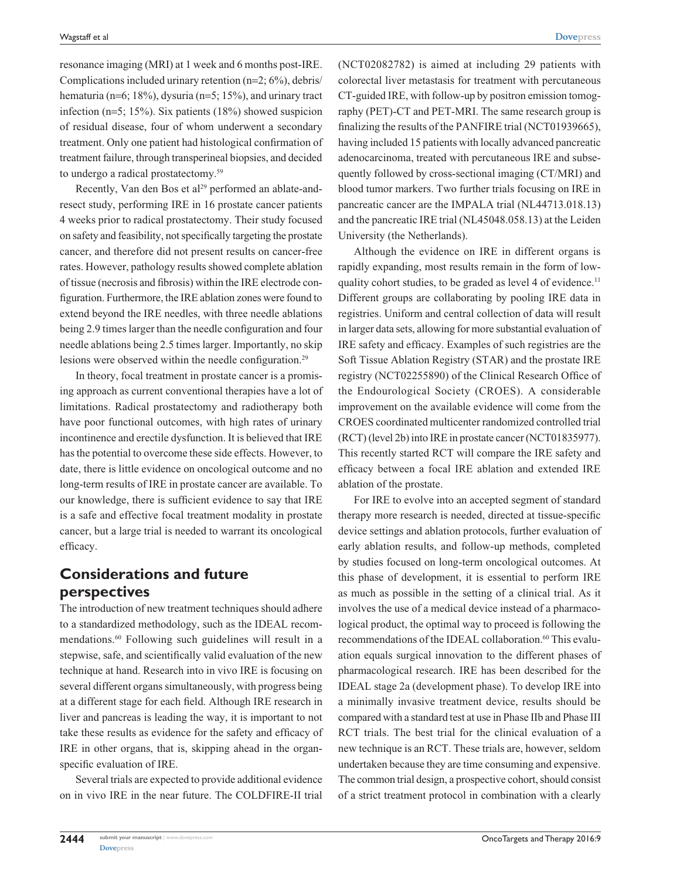resonance imaging (MRI) at 1 week and 6 months post-IRE. Complications included urinary retention (n=2; 6%), debris/hematuria (n=6; 18%), dysuria (n=5; 15%), and urinary tract infection (n=5; 15%). Six patients (18%) showed suspicion of residual disease, four of whom underwent a secondary treatment. Only one patient had histological confirmation of treatment failure, through transperineal biopsies, and decided to undergo a radical prostatectomy.[59]

Recently, Van den Bos et al[29] performed an ablate-and-resect study, performing IRE in 16 prostate cancer patients 4 weeks prior to radical prostatectomy. Their study focused on safety and feasibility, not specifically targeting the prostate cancer, and therefore did not present results on cancer-free rates. However, pathology results showed complete ablation of tissue (necrosis and fibrosis) within the IRE electrode configuration. Furthermore, the IRE ablation zones were found to extend beyond the IRE needles, with three needle ablations being 2.9 times larger than the needle configuration and four needle ablations being 2.5 times larger. Importantly, no skip lesions were observed within the needle configuration.[29]

In theory, focal treatment in prostate cancer is a promising approach as current conventional therapies have a lot of limitations. Radical prostatectomy and radiotherapy both have poor functional outcomes, with high rates of urinary incontinence and erectile dysfunction. It is believed that IRE has the potential to overcome these side effects. However, to date, there is little evidence on oncological outcome and no long-term results of IRE in prostate cancer are available. To our knowledge, there is sufficient evidence to say that IRE is a safe and effective focal treatment modality in prostate cancer, but a large trial is needed to warrant its oncological efficacy.

## Considerations and future perspectives

The introduction of new treatment techniques should adhere to a standardized methodology, such as the IDEAL recommendations.[60] Following such guidelines will result in a stepwise, safe, and scientifically valid evaluation of the new technique at hand. Research into in vivo IRE is focusing on several different organs simultaneously, with progress being at a different stage for each field. Although IRE research in liver and pancreas is leading the way, it is important to not take these results as evidence for the safety and efficacy of IRE in other organs, that is, skipping ahead in the organ-specific evaluation of IRE.

Several trials are expected to provide additional evidence on in vivo IRE in the near future. The COLDFIRE-II trial (NCT02082782) is aimed at including 29 patients with colorectal liver metastasis for treatment with percutaneous CT-guided IRE, with follow-up by positron emission tomography (PET)-CT and PET-MRI. The same research group is finalizing the results of the PANFIRE trial (NCT01939665), having included 15 patients with locally advanced pancreatic adenocarcinoma, treated with percutaneous IRE and subsequently followed by cross-sectional imaging (CT/MRI) and blood tumor markers. Two further trials focusing on IRE in pancreatic cancer are the IMPALA trial (NL44713.018.13) and the pancreatic IRE trial (NL45048.058.13) at the Leiden University (the Netherlands).

Although the evidence on IRE in different organs is rapidly expanding, most results remain in the form of low-quality cohort studies, to be graded as level 4 of evidence.[11] Different groups are collaborating by pooling IRE data in registries. Uniform and central collection of data will result in larger data sets, allowing for more substantial evaluation of IRE safety and efficacy. Examples of such registries are the Soft Tissue Ablation Registry (STAR) and the prostate IRE registry (NCT02255890) of the Clinical Research Office of the Endourological Society (CROES). A considerable improvement on the available evidence will come from the CROES coordinated multicenter randomized controlled trial (RCT) (level 2b) into IRE in prostate cancer (NCT01835977). This recently started RCT will compare the IRE safety and efficacy between a focal IRE ablation and extended IRE ablation of the prostate.

For IRE to evolve into an accepted segment of standard therapy more research is needed, directed at tissue-specific device settings and ablation protocols, further evaluation of early ablation results, and follow-up methods, completed by studies focused on long-term oncological outcomes. At this phase of development, it is essential to perform IRE as much as possible in the setting of a clinical trial. As it involves the use of a medical device instead of a pharmacological product, the optimal way to proceed is following the recommendations of the IDEAL collaboration.[60] This evaluation equals surgical innovation to the different phases of pharmacological research. IRE has been described for the IDEAL stage 2a (development phase). To develop IRE into a minimally invasive treatment device, results should be compared with a standard test at use in Phase IIb and Phase III RCT trials. The best trial for the clinical evaluation of a new technique is an RCT. These trials are, however, seldom undertaken because they are time consuming and expensive. The common trial design, a prospective cohort, should consist of a strict treatment protocol in combination with a clearly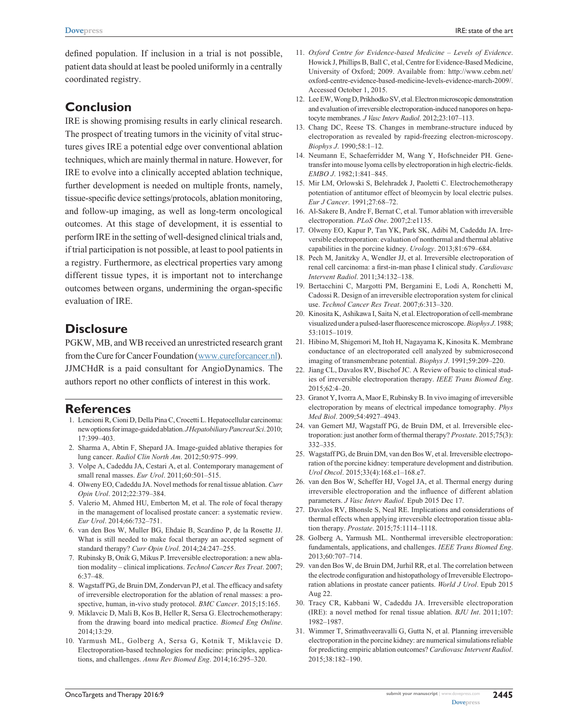defined population. If inclusion in a trial is not possible, patient data should at least be pooled uniformly in a centrally coordinated registry.

## Conclusion

IRE is showing promising results in early clinical research. The prospect of treating tumors in the vicinity of vital structures gives IRE a potential edge over conventional ablation techniques, which are mainly thermal in nature. However, for IRE to evolve into a clinically accepted ablation technique, further development is needed on multiple fronts, namely, tissue-specific device settings/protocols, ablation monitoring, and follow-up imaging, as well as long-term oncological outcomes. At this stage of development, it is essential to perform IRE in the setting of well-designed clinical trials and, if trial participation is not possible, at least to pool patients in a registry. Furthermore, as electrical properties vary among different tissue types, it is important not to interchange outcomes between organs, undermining the organ-specific evaluation of IRE.

## Disclosure

PGKW, MB, and WB received an unrestricted research grant from the Cure for Cancer Foundation (www.cureforcancer.nl). JJMCHdR is a paid consultant for AngioDynamics. The authors report no other conflicts of interest in this work.

## References

1. Lencioni R, Cioni D, Della Pina C, Crocetti L. Hepatocellular carcinoma: new options for image-guided ablation. *J Hepatobiliary Pancreat Sci*. 2010; 17:399–403.
2. Sharma A, Abtin F, Shepard JA. Image-guided ablative therapies for lung cancer. *Radiol Clin North Am*. 2012;50:975–999.
3. Volpe A, Cadeddu JA, Cestari A, et al. Contemporary management of small renal masses. *Eur Urol*. 2011;60:501–515.
4. Olweny EO, Cadeddu JA. Novel methods for renal tissue ablation. *Curr Opin Urol*. 2012;22:379–384.
5. Valerio M, Ahmed HU, Emberton M, et al. The role of focal therapy in the management of localised prostate cancer: a systematic review. *Eur Urol*. 2014;66:732–751.
6. van den Bos W, Muller BG, Ehdaie B, Scardino P, de la Rosette JJ. What is still needed to make focal therapy an accepted segment of standard therapy? *Curr Opin Urol*. 2014;24:247–255.
7. Rubinsky B, Onik G, Mikus P. Irreversible electroporation: a new ablation modality – clinical implications. *Technol Cancer Res Treat*. 2007; 6:37–48.
8. Wagstaff PG, de Bruin DM, Zondervan PJ, et al. The efficacy and safety of irreversible electroporation for the ablation of renal masses: a prospective, human, in-vivo study protocol. *BMC Cancer*. 2015;15:165.
9. Miklavcic D, Mali B, Kos B, Heller R, Sersa G. Electrochemotherapy: from the drawing board into medical practice. *Biomed Eng Online*. 2014;13:29.
10. Yarmush ML, Golberg A, Sersa G, Kotnik T, Miklavcic D. Electroporation-based technologies for medicine: principles, applications, and challenges. *Annu Rev Biomed Eng*. 2014;16:295–320.
11. *Oxford Centre for Evidence-based Medicine – Levels of Evidence*. Howick J, Phillips B, Ball C, et al, Centre for Evidence-Based Medicine, University of Oxford; 2009. Available from: http://www.cebm.net/oxford-centre-evidence-based-medicine-levels-evidence-march-2009/. Accessed October 1, 2015.
12. Lee EW, Wong D, Prikhodko SV, et al. Electron microscopic demonstration and evaluation of irreversible electroporation-induced nanopores on hepatocyte membranes. *J Vasc Interv Radiol*. 2012;23:107–113.
13. Chang DC, Reese TS. Changes in membrane-structure induced by electroporation as revealed by rapid-freezing electron-microscopy. *Biophys J*. 1990;58:1–12.
14. Neumann E, Schaeferridder M, Wang Y, Hofschneider PH. Gene-transfer into mouse lyoma cells by electroporation in high electric-fields. *EMBO J*. 1982;1:841–845.
15. Mir LM, Orlowski S, Belehradek J, Paoletti C. Electrochemotherapy potentiation of antitumor effect of bleomycin by local electric pulses. *Eur J Cancer*. 1991;27:68–72.
16. Al-Sakere B, Andre F, Bernat C, et al. Tumor ablation with irreversible electroporation. *PLoS One*. 2007;2:e1135.
17. Olweny EO, Kapur P, Tan YK, Park SK, Adibi M, Cadeddu JA. Irreversible electroporation: evaluation of nonthermal and thermal ablative capabilities in the porcine kidney. *Urology*. 2013;81:679–684.
18. Pech M, Janitzky A, Wendler JJ, et al. Irreversible electroporation of renal cell carcinoma: a first-in-man phase I clinical study. *Cardiovasc Intervent Radiol*. 2011;34:132–138.
19. Bertacchini C, Margotti PM, Bergamini E, Lodi A, Ronchetti M, Cadossi R. Design of an irreversible electroporation system for clinical use. *Technol Cancer Res Treat*. 2007;6:313–320.
20. Kinosita K, Ashikawa I, Saita N, et al. Electroporation of cell-membrane visualized under a pulsed-laser fluorescence microscope. *Biophys J*. 1988; 53:1015–1019.
21. Hibino M, Shigemori M, Itoh H, Nagayama K, Kinosita K. Membrane conductance of an electroporated cell analyzed by submicrosecond imaging of transmembrane potential. *Biophys J*. 1991;59:209–220.
22. Jiang CL, Davalos RV, Bischof JC. A Review of basic to clinical studies of irreversible electroporation therapy. *IEEE Trans Biomed Eng*. 2015;62:4–20.
23. Granot Y, Ivorra A, Maor E, Rubinsky B. In vivo imaging of irreversible electroporation by means of electrical impedance tomography. *Phys Med Biol*. 2009;54:4927–4943.
24. van Gemert MJ, Wagstaff PG, de Bruin DM, et al. Irreversible electroporation: just another form of thermal therapy? *Prostate*. 2015;75(3): 332–335.
25. Wagstaff PG, de Bruin DM, van den Bos W, et al. Irreversible electroporation of the porcine kidney: temperature development and distribution. *Urol Oncol*. 2015;33(4):168.e1–168.e7.
26. van den Bos W, Scheffer HJ, Vogel JA, et al. Thermal energy during irreversible electroporation and the influence of different ablation parameters. *J Vasc Interv Radiol*. Epub 2015 Dec 17.
27. Davalos RV, Bhonsle S, Neal RE. Implications and considerations of thermal effects when applying irreversible electroporation tissue ablation therapy. *Prostate*. 2015;75:1114–1118.
28. Golberg A, Yarmush ML. Nonthermal irreversible electroporation: fundamentals, applications, and challenges. *IEEE Trans Biomed Eng*. 2013;60:707–714.
29. van den Bos W, de Bruin DM, Jurhil RR, et al. The correlation between the electrode configuration and histopathology of Irreversible Electroporation ablations in prostate cancer patients. *World J Urol*. Epub 2015 Aug 22.
30. Tracy CR, Kabbani W, Cadeddu JA. Irreversible electroporation (IRE): a novel method for renal tissue ablation. *BJU Int*. 2011;107: 1982–1987.
31. Wimmer T, Srimathveeravalli G, Gutta N, et al. Planning irreversible electroporation in the porcine kidney: are numerical simulations reliable for predicting empiric ablation outcomes? *Cardiovasc Intervent Radiol*. 2015;38:182–190.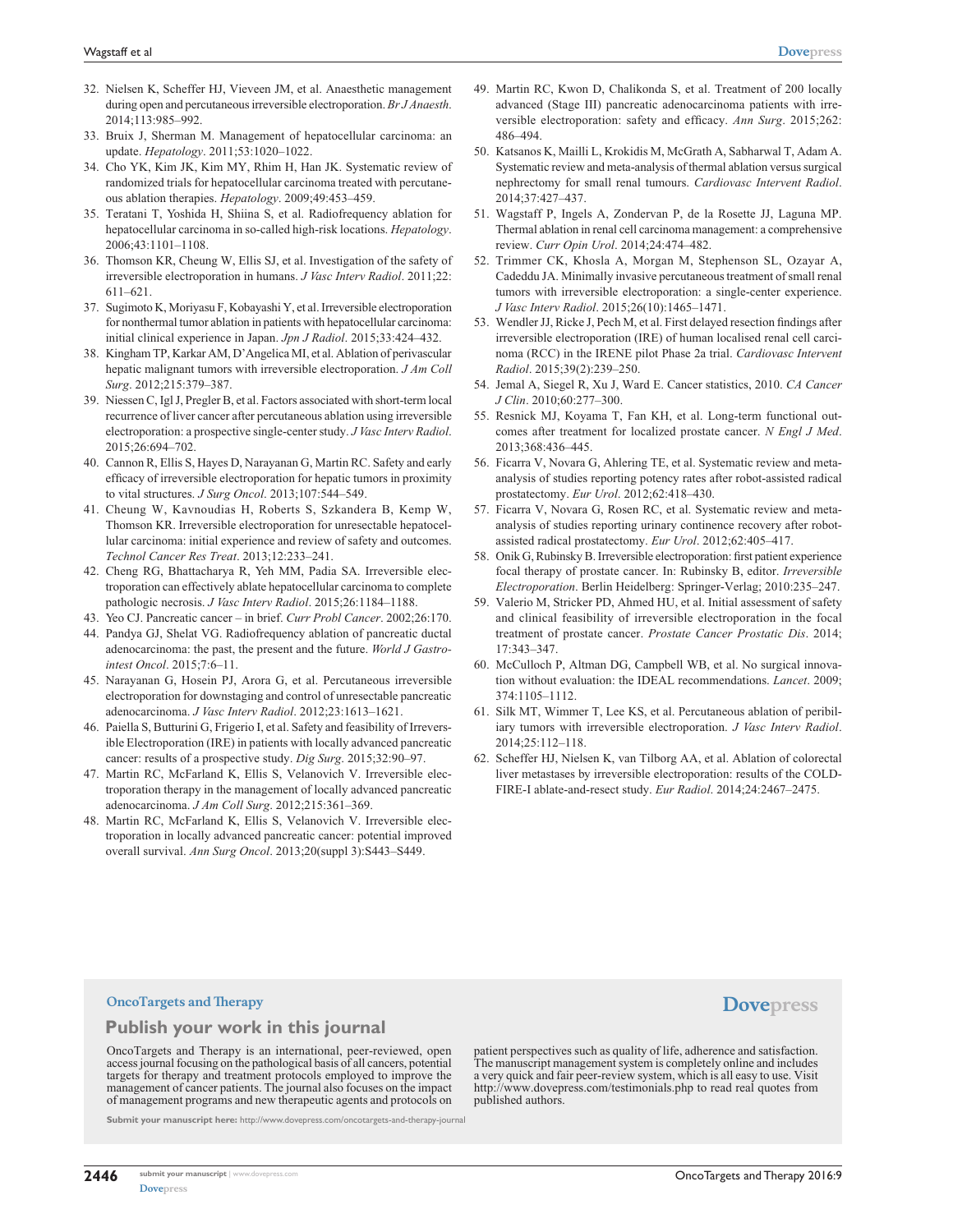32. Nielsen K, Scheffer HJ, Vieveen JM, et al. Anaesthetic management during open and percutaneous irreversible electroporation. *Br J Anaesth*. 2014;113:985–992.
33. Bruix J, Sherman M. Management of hepatocellular carcinoma: an update. *Hepatology*. 2011;53:1020–1022.
34. Cho YK, Kim JK, Kim MY, Rhim H, Han JK. Systematic review of randomized trials for hepatocellular carcinoma treated with percutaneous ablation therapies. *Hepatology*. 2009;49:453–459.
35. Teratani T, Yoshida H, Shiina S, et al. Radiofrequency ablation for hepatocellular carcinoma in so-called high-risk locations. *Hepatology*. 2006;43:1101–1108.
36. Thomson KR, Cheung W, Ellis SJ, et al. Investigation of the safety of irreversible electroporation in humans. *J Vasc Interv Radiol*. 2011;22:611–621.
37. Sugimoto K, Moriyasu F, Kobayashi Y, et al. Irreversible electroporation for nonthermal tumor ablation in patients with hepatocellular carcinoma: initial clinical experience in Japan. *Jpn J Radiol*. 2015;33:424–432.
38. Kingham TP, Karkar AM, D'Angelica MI, et al. Ablation of perivascular hepatic malignant tumors with irreversible electroporation. *J Am Coll Surg*. 2012;215:379–387.
39. Niessen C, Igl J, Pregler B, et al. Factors associated with short-term local recurrence of liver cancer after percutaneous ablation using irreversible electroporation: a prospective single-center study. *J Vasc Interv Radiol*. 2015;26:694–702.
40. Cannon R, Ellis S, Hayes D, Narayanan G, Martin RC. Safety and early efficacy of irreversible electroporation for hepatic tumors in proximity to vital structures. *J Surg Oncol*. 2013;107:544–549.
41. Cheung W, Kavnoudias H, Roberts S, Szkandera B, Kemp W, Thomson KR. Irreversible electroporation for unresectable hepatocellular carcinoma: initial experience and review of safety and outcomes. *Technol Cancer Res Treat*. 2013;12:233–241.
42. Cheng RG, Bhattacharya R, Yeh MM, Padia SA. Irreversible electroporation can effectively ablate hepatocellular carcinoma to complete pathologic necrosis. *J Vasc Interv Radiol*. 2015;26:1184–1188.
43. Yeo CJ. Pancreatic cancer – in brief. *Curr Probl Cancer*. 2002;26:170.
44. Pandya GJ, Shelat VG. Radiofrequency ablation of pancreatic ductal adenocarcinoma: the past, the present and the future. *World J Gastrointest Oncol*. 2015;7:6–11.
45. Narayanan G, Hosein PJ, Arora G, et al. Percutaneous irreversible electroporation for downstaging and control of unresectable pancreatic adenocarcinoma. *J Vasc Interv Radiol*. 2012;23:1613–1621.
46. Paiella S, Butturini G, Frigerio I, et al. Safety and feasibility of Irreversible Electroporation (IRE) in patients with locally advanced pancreatic cancer: results of a prospective study. *Dig Surg*. 2015;32:90–97.
47. Martin RC, McFarland K, Ellis S, Velanovich V. Irreversible electroporation therapy in the management of locally advanced pancreatic adenocarcinoma. *J Am Coll Surg*. 2012;215:361–369.
48. Martin RC, McFarland K, Ellis S, Velanovich V. Irreversible electroporation in locally advanced pancreatic cancer: potential improved overall survival. *Ann Surg Oncol*. 2013;20(suppl 3):S443–S449.
49. Martin RC, Kwon D, Chalikonda S, et al. Treatment of 200 locally advanced (Stage III) pancreatic adenocarcinoma patients with irreversible electroporation: safety and efficacy. *Ann Surg*. 2015;262:486–494.
50. Katsanos K, Mailli L, Krokidis M, McGrath A, Sabharwal T, Adam A. Systematic review and meta-analysis of thermal ablation versus surgical nephrectomy for small renal tumours. *Cardiovasc Intervent Radiol*. 2014;37:427–437.
51. Wagstaff P, Ingels A, Zondervan P, de la Rosette JJ, Laguna MP. Thermal ablation in renal cell carcinoma management: a comprehensive review. *Curr Opin Urol*. 2014;24:474–482.
52. Trimmer CK, Khosla A, Morgan M, Stephenson SL, Ozayar A, Cadeddu JA. Minimally invasive percutaneous treatment of small renal tumors with irreversible electroporation: a single-center experience. *J Vasc Interv Radiol*. 2015;26(10):1465–1471.
53. Wendler JJ, Ricke J, Pech M, et al. First delayed resection findings after irreversible electroporation (IRE) of human localised renal cell carcinoma (RCC) in the IRENE pilot Phase 2a trial. *Cardiovasc Intervent Radiol*. 2015;39(2):239–250.
54. Jemal A, Siegel R, Xu J, Ward E. Cancer statistics, 2010. *CA Cancer J Clin*. 2010;60:277–300.
55. Resnick MJ, Koyama T, Fan KH, et al. Long-term functional outcomes after treatment for localized prostate cancer. *N Engl J Med*. 2013;368:436–445.
56. Ficarra V, Novara G, Ahlering TE, et al. Systematic review and meta-analysis of studies reporting potency rates after robot-assisted radical prostatectomy. *Eur Urol*. 2012;62:418–430.
57. Ficarra V, Novara G, Rosen RC, et al. Systematic review and meta-analysis of studies reporting urinary continence recovery after robot-assisted radical prostatectomy. *Eur Urol*. 2012;62:405–417.
58. Onik G, Rubinsky B. Irreversible electroporation: first patient experience focal therapy of prostate cancer. In: Rubinsky B, editor. *Irreversible Electroporation*. Berlin Heidelberg: Springer-Verlag; 2010:235–247.
59. Valerio M, Stricker PD, Ahmed HU, et al. Initial assessment of safety and clinical feasibility of irreversible electroporation in the focal treatment of prostate cancer. *Prostate Cancer Prostatic Dis*. 2014;17:343–347.
60. McCulloch P, Altman DG, Campbell WB, et al. No surgical innovation without evaluation: the IDEAL recommendations. *Lancet*. 2009;374:1105–1112.
61. Silk MT, Wimmer T, Lee KS, et al. Percutaneous ablation of peribiliary tumors with irreversible electroporation. *J Vasc Interv Radiol*. 2014;25:112–118.
62. Scheffer HJ, Nielsen K, van Tilborg AA, et al. Ablation of colorectal liver metastases by irreversible electroporation: results of the COLDFIRE-I ablate-and-resect study. *Eur Radiol*. 2014;24:2467–2475.

**OncoTargets and Therapy**

## Publish your work in this journal

OncoTargets and Therapy is an international, peer-reviewed, open access journal focusing on the pathological basis of all cancers, potential targets for therapy and treatment protocols employed to improve the management of cancer patients. The journal also focuses on the impact of management programs and new therapeutic agents and protocols on patient perspectives such as quality of life, adherence and satisfaction. The manuscript management system is completely online and includes a very quick and fair peer-review system, which is all easy to use. Visit http://www.dovepress.com/testimonials.php to read real quotes from published authors.

**Submit your manuscript here:** http://www.dovepress.com/oncotargets-and-therapy-journal